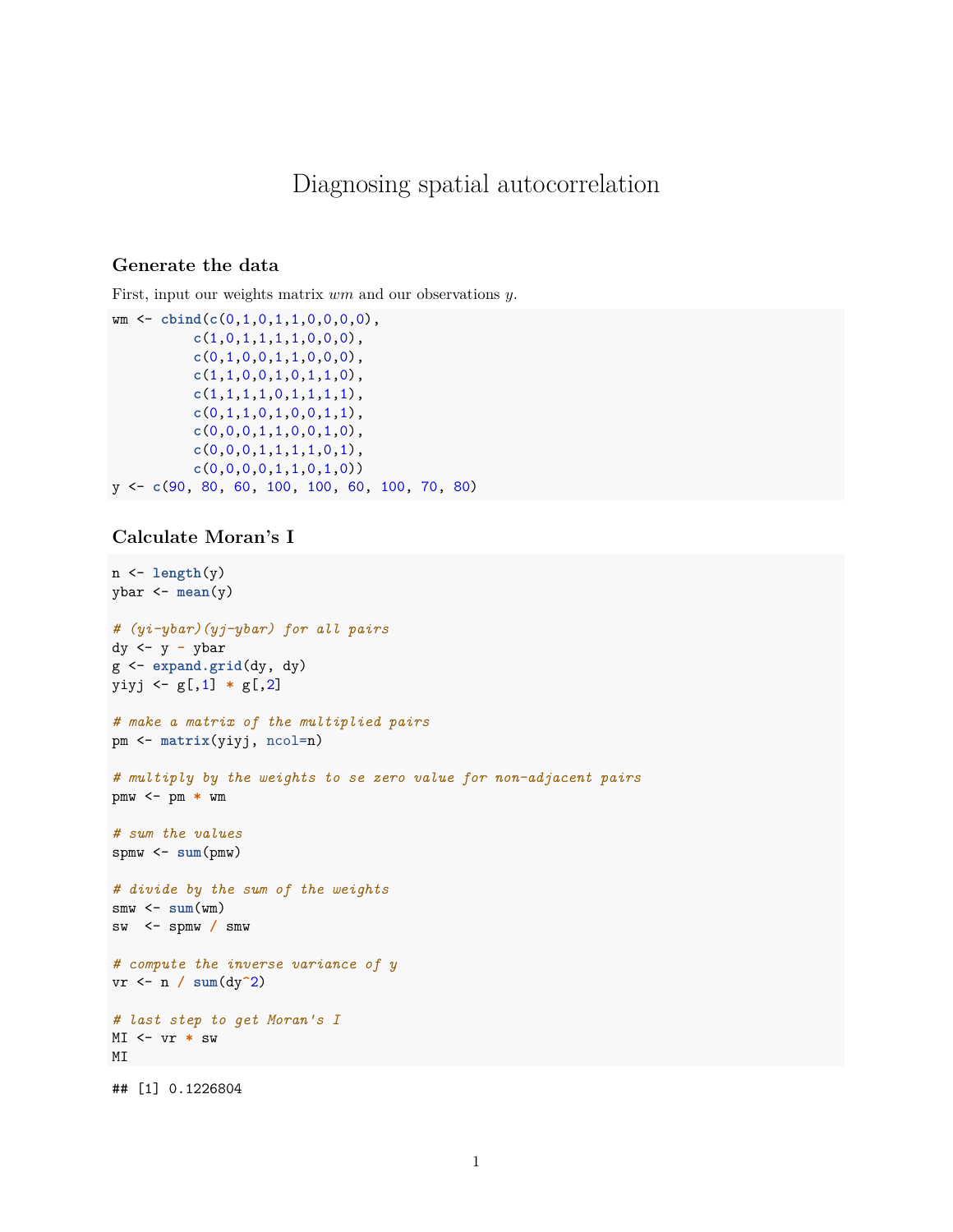# Diagnosing spatial autocorrelation

## Generate the data

First, input our weights matrix *wm* and our observations *y*.

```
wm <- cbind(c(0,1,0,1,1,0,0,0,0),
         c(1,0,1,1,1,1,0,0,0),
         c(0,1,0,0,1,1,0,0,0),
         c(1,1,0,0,1,0,1,1,0),
         c(1,1,1,1,0,1,1,1,1),
         c(0,1,1,0,1,0,0,1,1),
         c(0,0,0,1,1,0,0,1,0),
         c(0,0,0,1,1,1,1,0,1),
         c(0,0,0,0,1,1,0,1,0))
y <- c(90, 80, 60, 100, 100, 60, 100, 70, 80)
```

## Calculate Moran's I

```
n <- length(y)
ybar <- mean(y)

# (yi-ybar)(yj-ybar) for all pairs
dy <- y - ybar
g <- expand.grid(dy, dy)
yiyj <- g[,1] * g[,2]

# make a matrix of the multiplied pairs
pm <- matrix(yiyj, ncol=n)

# multiply by the weights to se zero value for non-adjacent pairs
pmw <- pm * wm

# sum the values
spmw <- sum(pmw)

# divide by the sum of the weights
smw <- sum(wm)
sw  <- spmw / smw

# compute the inverse variance of y
vr <- n / sum(dy^2)

# last step to get Moran's I
MI <- vr * sw
MI
```

```
## [1] 0.1226804
```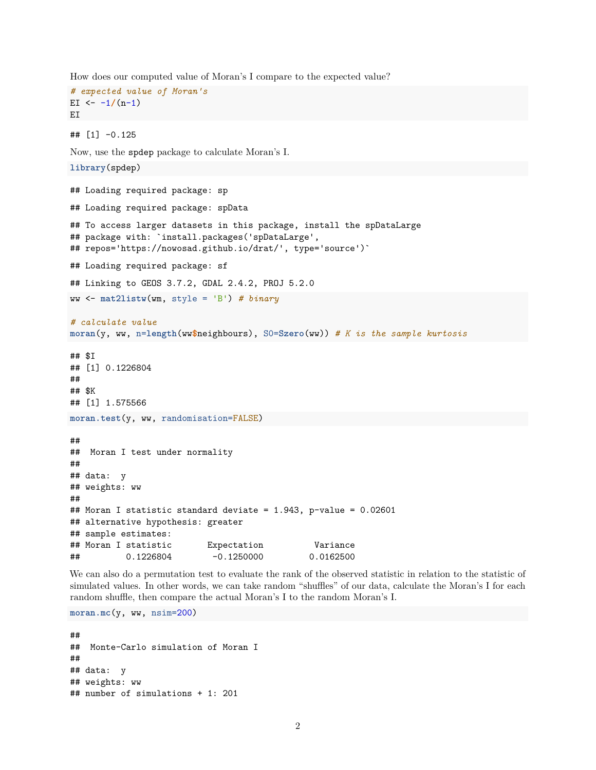How does our computed value of Moran's I compare to the expected value?

```
# expected value of Moran's
EI <- -1/(n-1)
EI
```

```
## [1] -0.125
```

Now, use the spdep package to calculate Moran's I.

```
library(spdep)
```

```
## Loading required package: sp
```

```
## Loading required package: spData
```

```
## To access larger datasets in this package, install the spDataLarge
## package with: `install.packages('spDataLarge',
## repos='https://nowosad.github.io/drat/', type='source')`
```

```
## Loading required package: sf
```

```
## Linking to GEOS 3.7.2, GDAL 2.4.2, PROJ 5.2.0
```

```
ww <- mat2listw(wm, style = 'B') # binary

# calculate value
moran(y, ww, n=length(ww$neighbours), S0=Szero(ww)) # K is the sample kurtosis
```

```
## $I
## [1] 0.1226804
##
## $K
## [1] 1.575566
```

```
moran.test(y, ww, randomisation=FALSE)
```

```
##
##  Moran I test under normality
##
## data:  y
## weights: ww
##
## Moran I statistic standard deviate = 1.943, p-value = 0.02601
## alternative hypothesis: greater
## sample estimates:
## Moran I statistic       Expectation          Variance
##         0.1226804        -0.1250000         0.0162500
```

We can also do a permutation test to evaluate the rank of the observed statistic in relation to the statistic of simulated values. In other words, we can take random "shuffles" of our data, calculate the Moran's I for each random shuffle, then compare the actual Moran's I to the random Moran's I.

```
moran.mc(y, ww, nsim=200)
```

```
##
##  Monte-Carlo simulation of Moran I
##
## data:  y
## weights: ww
## number of simulations + 1: 201
```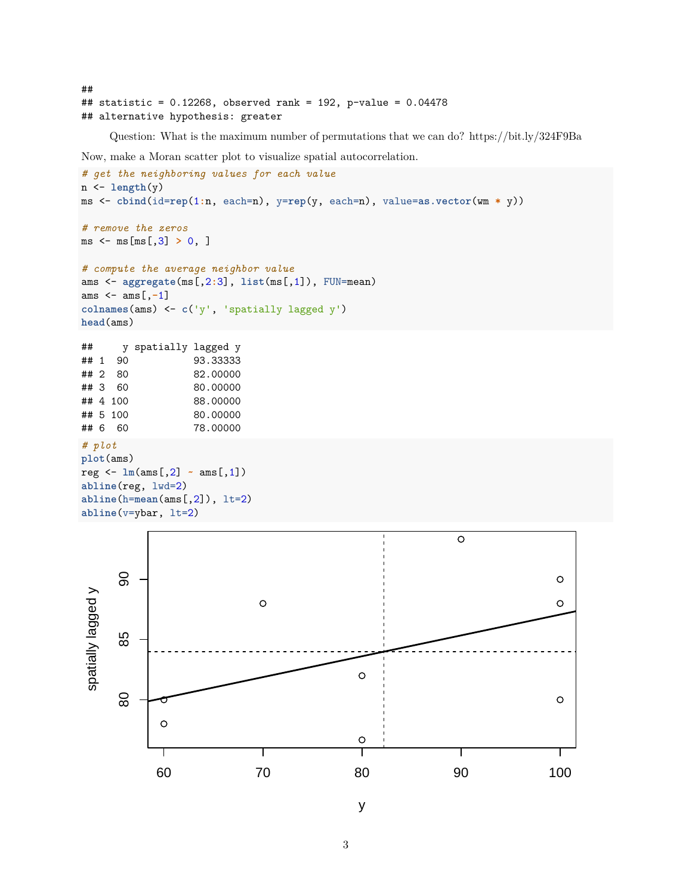```
##
## statistic = 0.12268, observed rank = 192, p-value = 0.04478
## alternative hypothesis: greater
```

Question: What is the maximum number of permutations that we can do? https://bit.ly/324F9Ba

Now, make a Moran scatter plot to visualize spatial autocorrelation.

```
# get the neighboring values for each value
n <- length(y)
ms <- cbind(id=rep(1:n, each=n), y=rep(y, each=n), value=as.vector(wm * y))

# remove the zeros
ms <- ms[ms[,3] > 0, ]

# compute the average neighbor value
ams <- aggregate(ms[,2:3], list(ms[,1]), FUN=mean)
ams <- ams[,-1]
colnames(ams) <- c('y', 'spatially lagged y')
head(ams)
```

```
##     y spatially lagged y
## 1  90           93.33333
## 2  80           82.00000
## 3  60           80.00000
## 4 100           88.00000
## 5 100           80.00000
## 6  60           78.00000
```

```
# plot
plot(ams)
reg <- lm(ams[,2] ~ ams[,1])
abline(reg, lwd=2)
abline(h=mean(ams[,2]), lt=2)
abline(v=ybar, lt=2)
```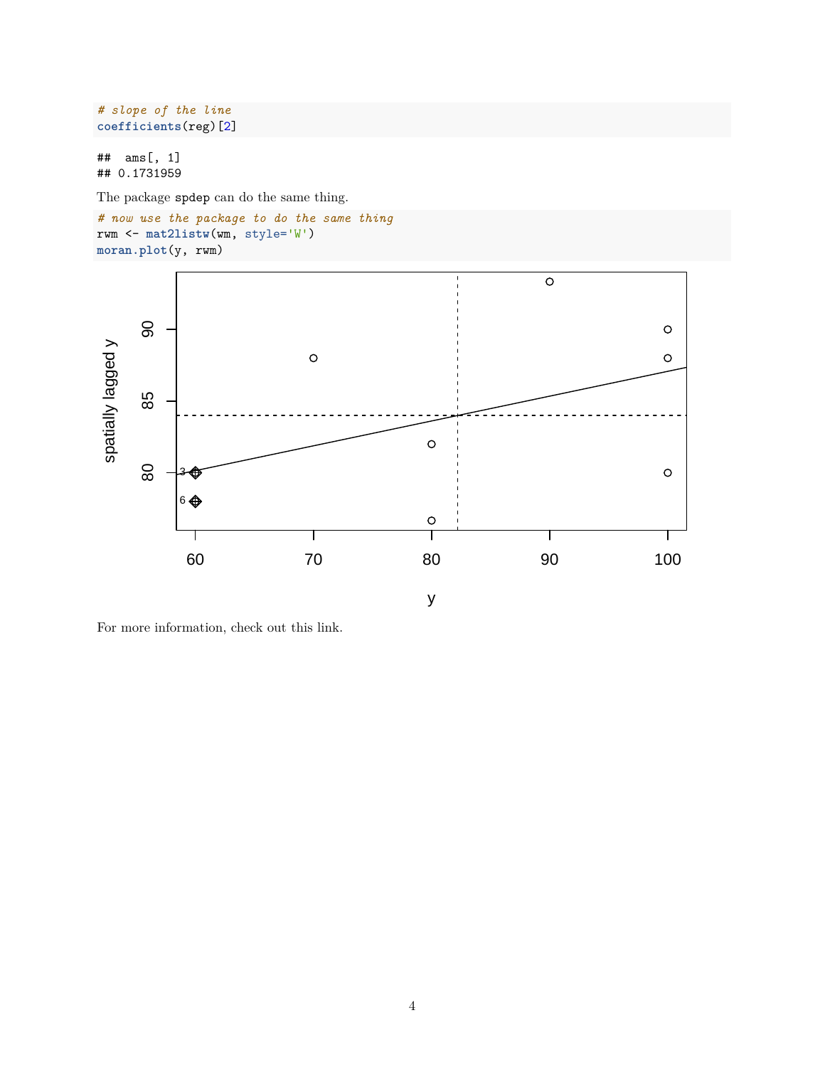```
# slope of the line
coefficients(reg)[2]
```

```
##  ams[, 1]
## 0.1731959
```

The package `spdep` can do the same thing.

```
# now use the package to do the same thing
rwm <- mat2listw(wm, style='W')
moran.plot(y, rwm)
```

spatially lagged y

90

85

80

3

6

60

70

80

90

100

y

For more information, check out this link.